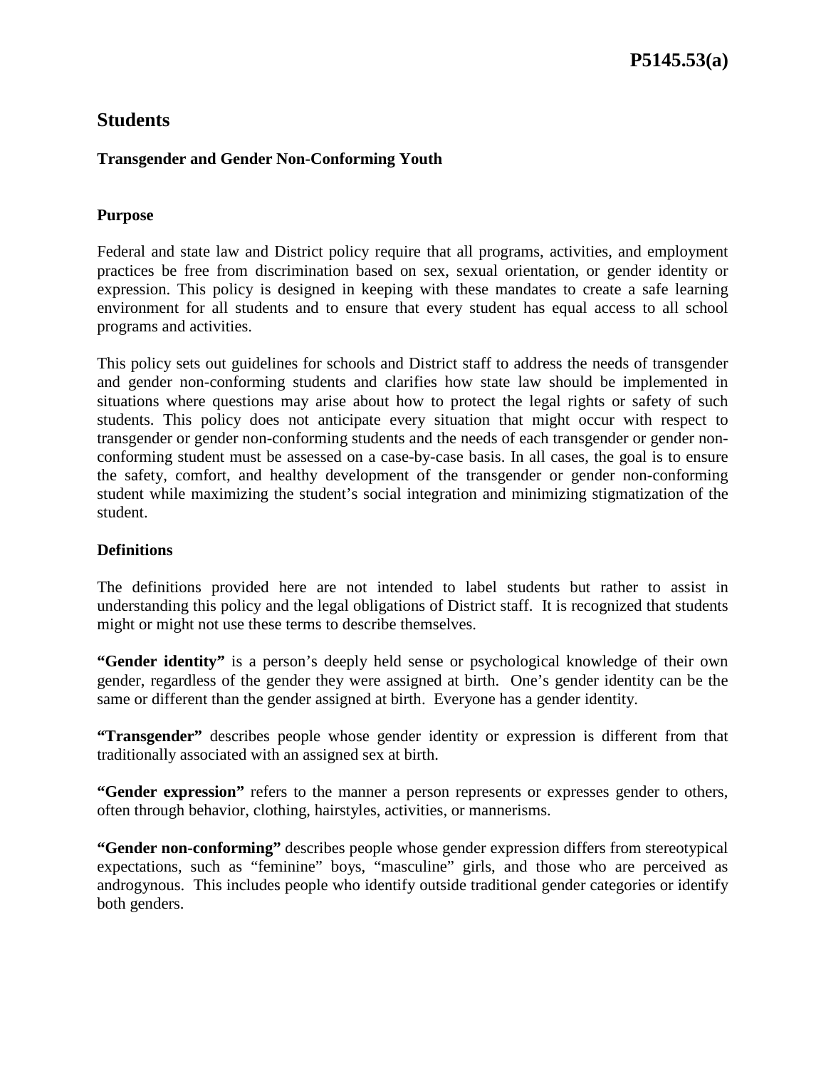# Students

## Transgender and Gender Non-Conforming Youth

### Purpose

Federal and state law and District policy require that all programs, activities, and employment practices be free from discrimination based on sex, sexual orientation, or gender identity or expression. This policy is designed in keeping with these mandates to create a safe learning environment for all students and to ensure that every student has equal access to all school programs and activities.

This policy sets out guidelines for schools and District staff to address the needs of transgender and gender non-conforming students and clarifies how state law should be implemented in situations where questions may arise about how to protect the legal rights or safety of such students. This policy does not anticipate every situation that might occur with respect to transgender or gender non-conforming students and the needs of each transgender or gender non-conforming student must be assessed on a case-by-case basis. In all cases, the goal is to ensure the safety, comfort, and healthy development of the transgender or gender non-conforming student while maximizing the student's social integration and minimizing stigmatization of the student.

### Definitions

The definitions provided here are not intended to label students but rather to assist in understanding this policy and the legal obligations of District staff. It is recognized that students might or might not use these terms to describe themselves.

**"Gender identity"** is a person's deeply held sense or psychological knowledge of their own gender, regardless of the gender they were assigned at birth. One's gender identity can be the same or different than the gender assigned at birth. Everyone has a gender identity.

**"Transgender"** describes people whose gender identity or expression is different from that traditionally associated with an assigned sex at birth.

**"Gender expression"** refers to the manner a person represents or expresses gender to others, often through behavior, clothing, hairstyles, activities, or mannerisms.

**"Gender non-conforming"** describes people whose gender expression differs from stereotypical expectations, such as "feminine" boys, "masculine" girls, and those who are perceived as androgynous. This includes people who identify outside traditional gender categories or identify both genders.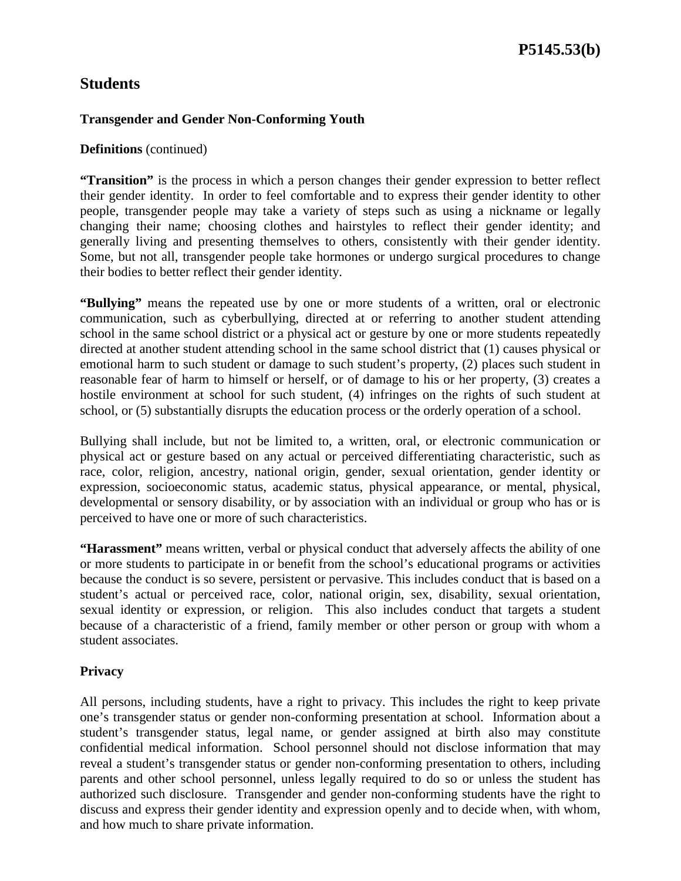## Students

### Transgender and Gender Non-Conforming Youth

**Definitions** (continued)

**"Transition"** is the process in which a person changes their gender expression to better reflect their gender identity. In order to feel comfortable and to express their gender identity to other people, transgender people may take a variety of steps such as using a nickname or legally changing their name; choosing clothes and hairstyles to reflect their gender identity; and generally living and presenting themselves to others, consistently with their gender identity. Some, but not all, transgender people take hormones or undergo surgical procedures to change their bodies to better reflect their gender identity.

**"Bullying"** means the repeated use by one or more students of a written, oral or electronic communication, such as cyberbullying, directed at or referring to another student attending school in the same school district or a physical act or gesture by one or more students repeatedly directed at another student attending school in the same school district that (1) causes physical or emotional harm to such student or damage to such student's property, (2) places such student in reasonable fear of harm to himself or herself, or of damage to his or her property, (3) creates a hostile environment at school for such student, (4) infringes on the rights of such student at school, or (5) substantially disrupts the education process or the orderly operation of a school.

Bullying shall include, but not be limited to, a written, oral, or electronic communication or physical act or gesture based on any actual or perceived differentiating characteristic, such as race, color, religion, ancestry, national origin, gender, sexual orientation, gender identity or expression, socioeconomic status, academic status, physical appearance, or mental, physical, developmental or sensory disability, or by association with an individual or group who has or is perceived to have one or more of such characteristics.

**"Harassment"** means written, verbal or physical conduct that adversely affects the ability of one or more students to participate in or benefit from the school's educational programs or activities because the conduct is so severe, persistent or pervasive. This includes conduct that is based on a student's actual or perceived race, color, national origin, sex, disability, sexual orientation, sexual identity or expression, or religion. This also includes conduct that targets a student because of a characteristic of a friend, family member or other person or group with whom a student associates.

### Privacy

All persons, including students, have a right to privacy. This includes the right to keep private one's transgender status or gender non-conforming presentation at school. Information about a student's transgender status, legal name, or gender assigned at birth also may constitute confidential medical information. School personnel should not disclose information that may reveal a student's transgender status or gender non-conforming presentation to others, including parents and other school personnel, unless legally required to do so or unless the student has authorized such disclosure. Transgender and gender non-conforming students have the right to discuss and express their gender identity and expression openly and to decide when, with whom, and how much to share private information.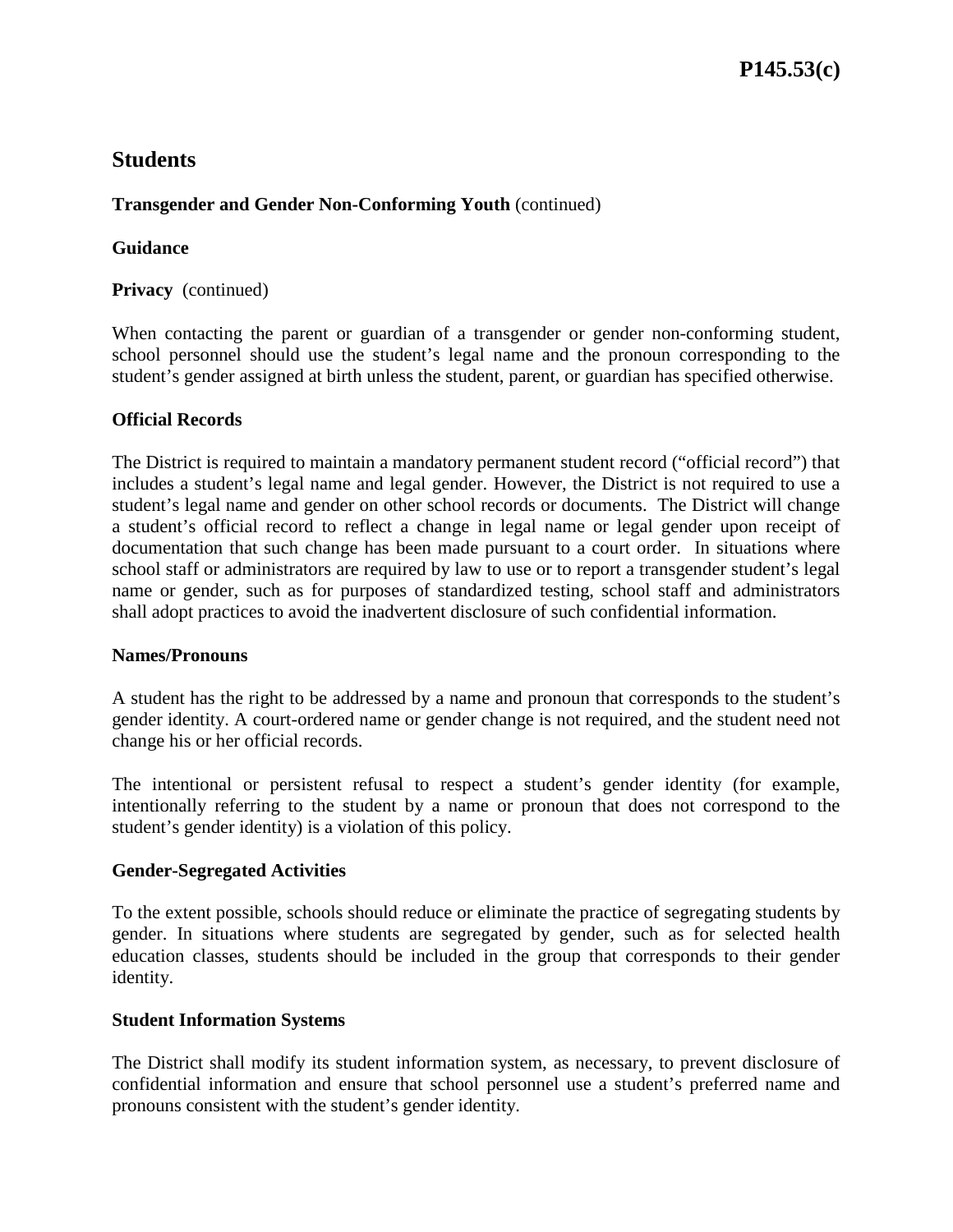## Students

**Transgender and Gender Non-Conforming Youth** (continued)

**Guidance**

**Privacy** (continued)

When contacting the parent or guardian of a transgender or gender non-conforming student, school personnel should use the student's legal name and the pronoun corresponding to the student's gender assigned at birth unless the student, parent, or guardian has specified otherwise.

**Official Records**

The District is required to maintain a mandatory permanent student record ("official record") that includes a student's legal name and legal gender. However, the District is not required to use a student's legal name and gender on other school records or documents. The District will change a student's official record to reflect a change in legal name or legal gender upon receipt of documentation that such change has been made pursuant to a court order. In situations where school staff or administrators are required by law to use or to report a transgender student's legal name or gender, such as for purposes of standardized testing, school staff and administrators shall adopt practices to avoid the inadvertent disclosure of such confidential information.

**Names/Pronouns**

A student has the right to be addressed by a name and pronoun that corresponds to the student's gender identity. A court-ordered name or gender change is not required, and the student need not change his or her official records.

The intentional or persistent refusal to respect a student's gender identity (for example, intentionally referring to the student by a name or pronoun that does not correspond to the student's gender identity) is a violation of this policy.

**Gender-Segregated Activities**

To the extent possible, schools should reduce or eliminate the practice of segregating students by gender. In situations where students are segregated by gender, such as for selected health education classes, students should be included in the group that corresponds to their gender identity.

**Student Information Systems**

The District shall modify its student information system, as necessary, to prevent disclosure of confidential information and ensure that school personnel use a student's preferred name and pronouns consistent with the student's gender identity.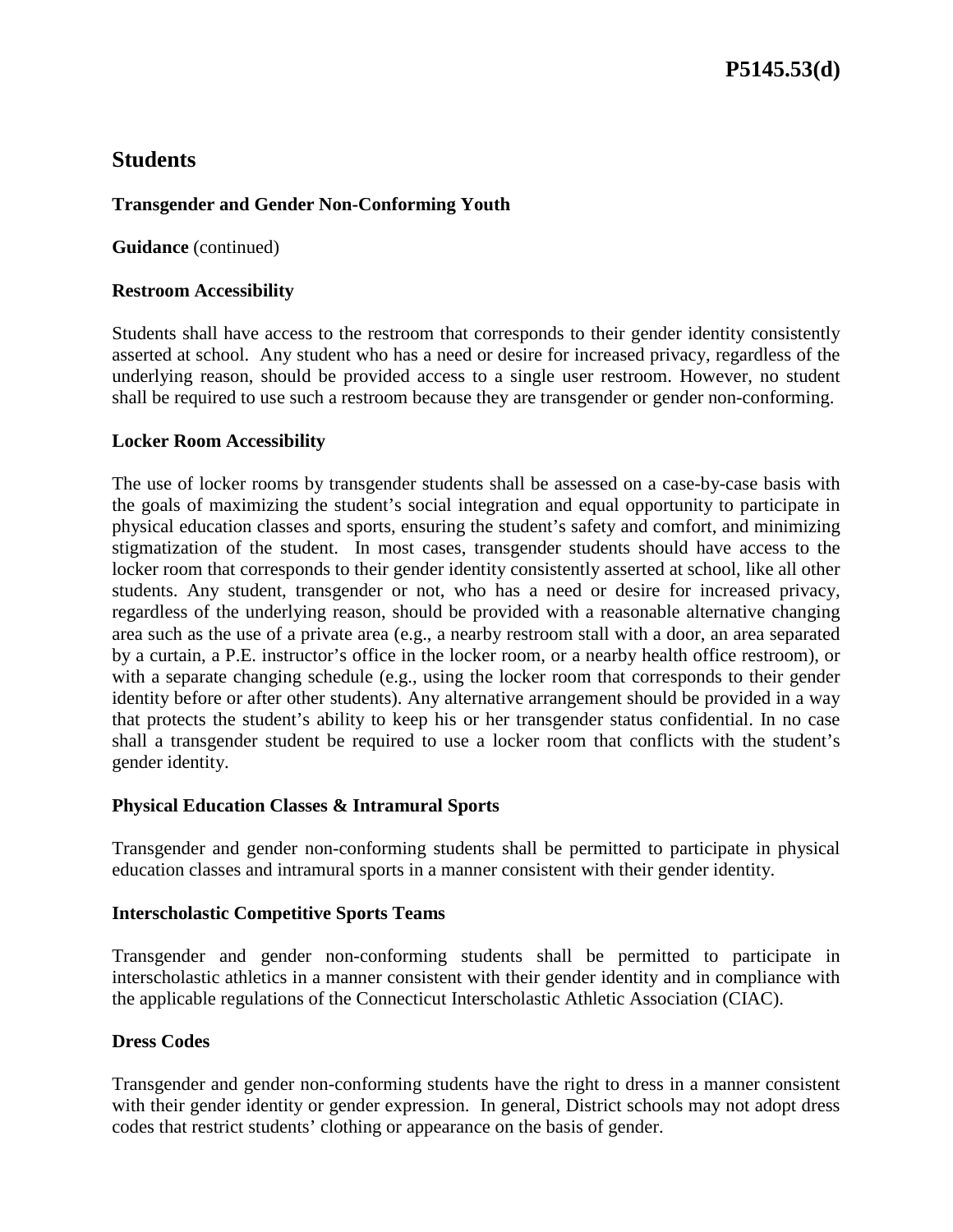# Students

## Transgender and Gender Non-Conforming Youth

**Guidance** (continued)

### Restroom Accessibility

Students shall have access to the restroom that corresponds to their gender identity consistently asserted at school. Any student who has a need or desire for increased privacy, regardless of the underlying reason, should be provided access to a single user restroom. However, no student shall be required to use such a restroom because they are transgender or gender non-conforming.

### Locker Room Accessibility

The use of locker rooms by transgender students shall be assessed on a case-by-case basis with the goals of maximizing the student's social integration and equal opportunity to participate in physical education classes and sports, ensuring the student's safety and comfort, and minimizing stigmatization of the student. In most cases, transgender students should have access to the locker room that corresponds to their gender identity consistently asserted at school, like all other students. Any student, transgender or not, who has a need or desire for increased privacy, regardless of the underlying reason, should be provided with a reasonable alternative changing area such as the use of a private area (e.g., a nearby restroom stall with a door, an area separated by a curtain, a P.E. instructor's office in the locker room, or a nearby health office restroom), or with a separate changing schedule (e.g., using the locker room that corresponds to their gender identity before or after other students). Any alternative arrangement should be provided in a way that protects the student's ability to keep his or her transgender status confidential. In no case shall a transgender student be required to use a locker room that conflicts with the student's gender identity.

### Physical Education Classes & Intramural Sports

Transgender and gender non-conforming students shall be permitted to participate in physical education classes and intramural sports in a manner consistent with their gender identity.

### Interscholastic Competitive Sports Teams

Transgender and gender non-conforming students shall be permitted to participate in interscholastic athletics in a manner consistent with their gender identity and in compliance with the applicable regulations of the Connecticut Interscholastic Athletic Association (CIAC).

### Dress Codes

Transgender and gender non-conforming students have the right to dress in a manner consistent with their gender identity or gender expression. In general, District schools may not adopt dress codes that restrict students' clothing or appearance on the basis of gender.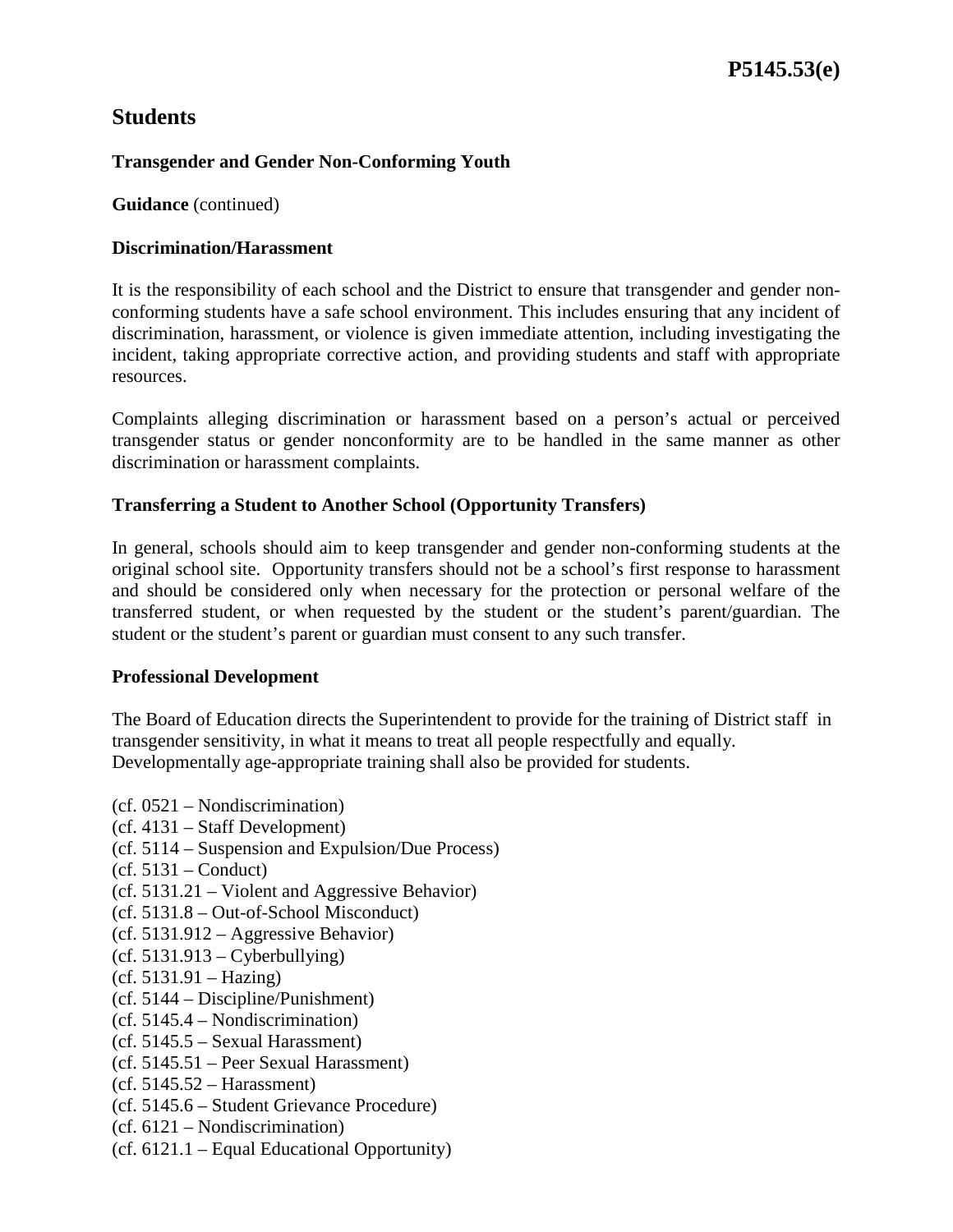# Students

## Transgender and Gender Non-Conforming Youth

**Guidance** (continued)

### Discrimination/Harassment

It is the responsibility of each school and the District to ensure that transgender and gender non-conforming students have a safe school environment. This includes ensuring that any incident of discrimination, harassment, or violence is given immediate attention, including investigating the incident, taking appropriate corrective action, and providing students and staff with appropriate resources.

Complaints alleging discrimination or harassment based on a person's actual or perceived transgender status or gender nonconformity are to be handled in the same manner as other discrimination or harassment complaints.

### Transferring a Student to Another School (Opportunity Transfers)

In general, schools should aim to keep transgender and gender non-conforming students at the original school site. Opportunity transfers should not be a school's first response to harassment and should be considered only when necessary for the protection or personal welfare of the transferred student, or when requested by the student or the student's parent/guardian. The student or the student's parent or guardian must consent to any such transfer.

### Professional Development

The Board of Education directs the Superintendent to provide for the training of District staff in transgender sensitivity, in what it means to treat all people respectfully and equally. Developmentally age-appropriate training shall also be provided for students.

(cf. 0521 – Nondiscrimination)
(cf. 4131 – Staff Development)
(cf. 5114 – Suspension and Expulsion/Due Process)
(cf. 5131 – Conduct)
(cf. 5131.21 – Violent and Aggressive Behavior)
(cf. 5131.8 – Out-of-School Misconduct)
(cf. 5131.912 – Aggressive Behavior)
(cf. 5131.913 – Cyberbullying)
(cf. 5131.91 – Hazing)
(cf. 5144 – Discipline/Punishment)
(cf. 5145.4 – Nondiscrimination)
(cf. 5145.5 – Sexual Harassment)
(cf. 5145.51 – Peer Sexual Harassment)
(cf. 5145.52 – Harassment)
(cf. 5145.6 – Student Grievance Procedure)
(cf. 6121 – Nondiscrimination)
(cf. 6121.1 – Equal Educational Opportunity)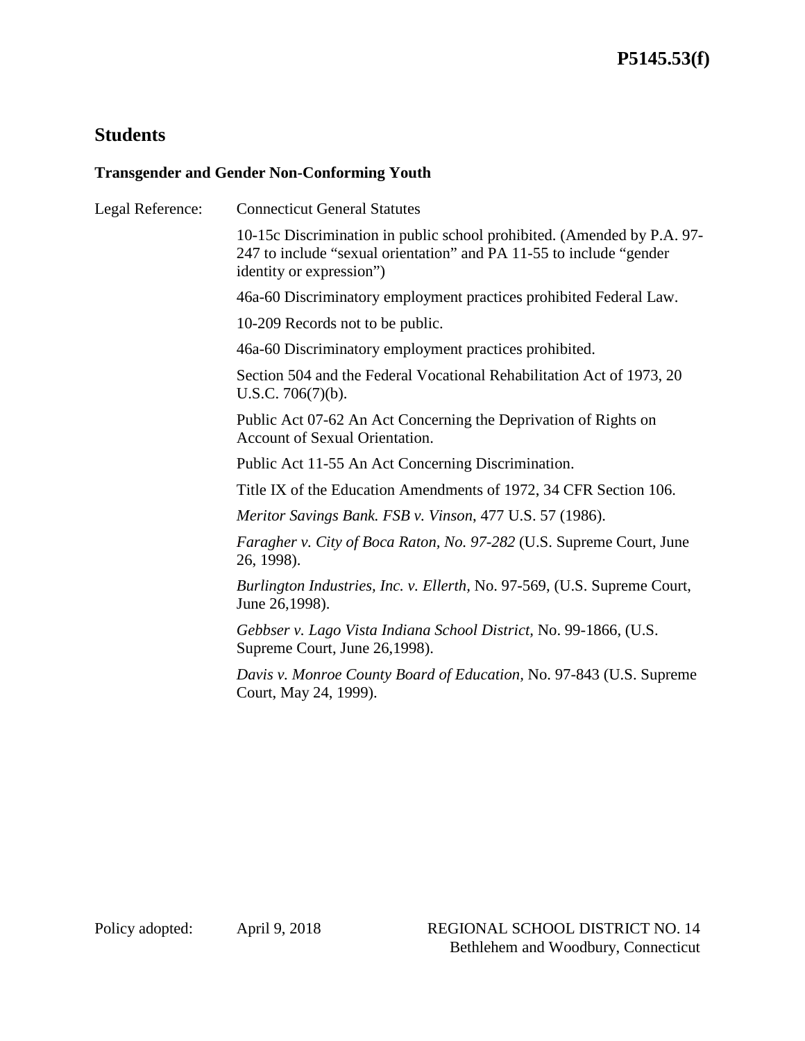## Students

### Transgender and Gender Non-Conforming Youth

Legal Reference: Connecticut General Statutes

10-15c Discrimination in public school prohibited. (Amended by P.A. 97-247 to include "sexual orientation" and PA 11-55 to include "gender identity or expression")

46a-60 Discriminatory employment practices prohibited Federal Law.

10-209 Records not to be public.

46a-60 Discriminatory employment practices prohibited.

Section 504 and the Federal Vocational Rehabilitation Act of 1973, 20 U.S.C. 706(7)(b).

Public Act 07-62 An Act Concerning the Deprivation of Rights on Account of Sexual Orientation.

Public Act 11-55 An Act Concerning Discrimination.

Title IX of the Education Amendments of 1972, 34 CFR Section 106.

*Meritor Savings Bank. FSB v. Vinson*, 477 U.S. 57 (1986).

*Faragher v. City of Boca Raton, No. 97-282* (U.S. Supreme Court, June 26, 1998).

*Burlington Industries, Inc. v. Ellerth*, No. 97-569, (U.S. Supreme Court, June 26,1998).

*Gebbser v. Lago Vista Indiana School District*, No. 99-1866, (U.S. Supreme Court, June 26,1998).

*Davis v. Monroe County Board of Education*, No. 97-843 (U.S. Supreme Court, May 24, 1999).

Policy adopted: April 9, 2018

REGIONAL SCHOOL DISTRICT NO. 14
Bethlehem and Woodbury, Connecticut